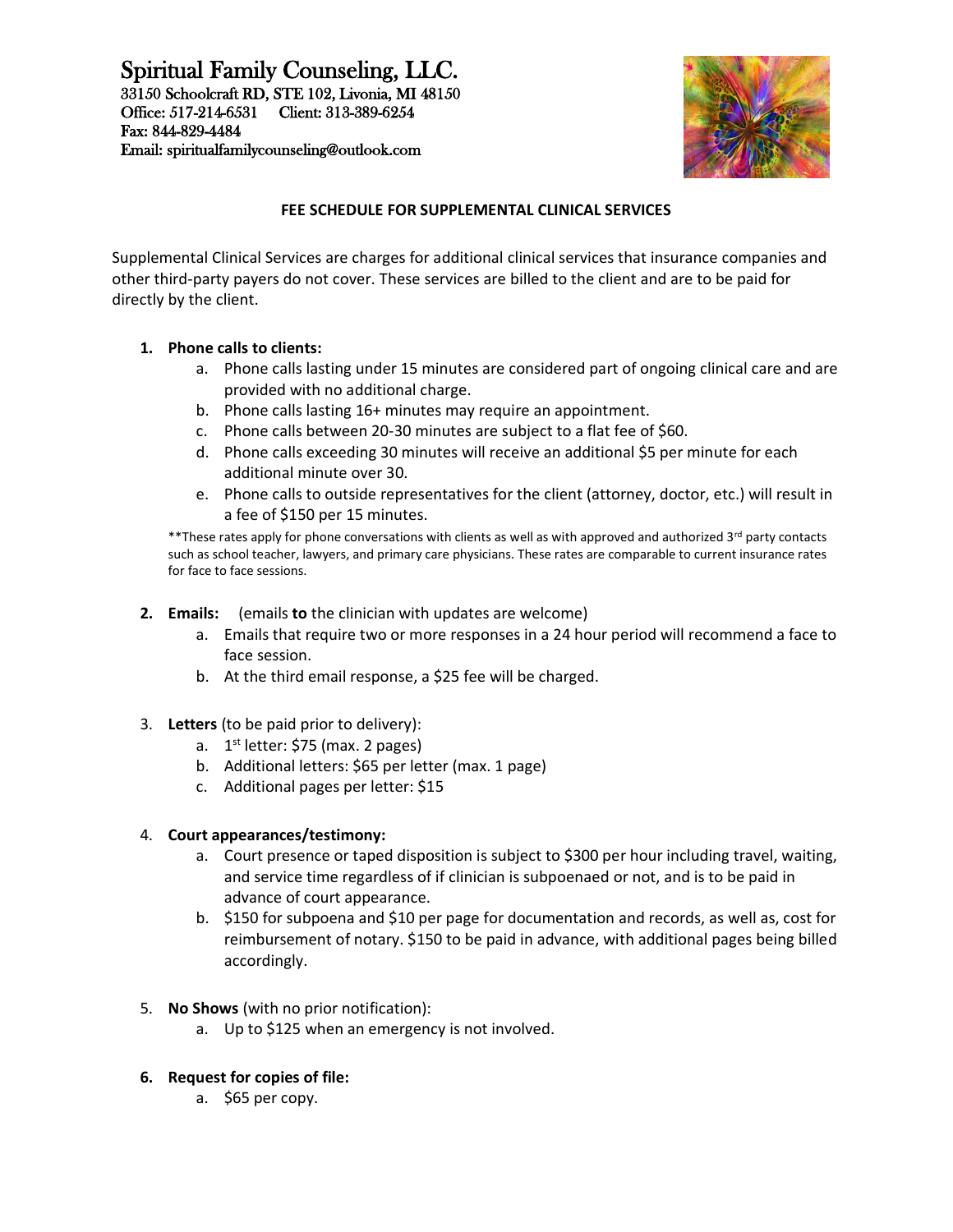# Spiritual Family Counseling, LLC.

33150 Schoolcraft RD, STE 102, Livonia, MI 48150
Office: 517-214-6531  Client: 313-389-6254
Fax: 844-829-4484
Email: spiritualfamilycounseling@outlook.com

## FEE SCHEDULE FOR SUPPLEMENTAL CLINICAL SERVICES

Supplemental Clinical Services are charges for additional clinical services that insurance companies and other third-party payers do not cover. These services are billed to the client and are to be paid for directly by the client.

1. **Phone calls to clients:**
   a. Phone calls lasting under 15 minutes are considered part of ongoing clinical care and are provided with no additional charge.
   b. Phone calls lasting 16+ minutes may require an appointment.
   c. Phone calls between 20-30 minutes are subject to a flat fee of $60.
   d. Phone calls exceeding 30 minutes will receive an additional $5 per minute for each additional minute over 30.
   e. Phone calls to outside representatives for the client (attorney, doctor, etc.) will result in a fee of $150 per 15 minutes.

   **These rates apply for phone conversations with clients as well as with approved and authorized 3rd party contacts such as school teacher, lawyers, and primary care physicians. These rates are comparable to current insurance rates for face to face sessions.

2. **Emails:** (emails **to** the clinician with updates are welcome)
   a. Emails that require two or more responses in a 24 hour period will recommend a face to face session.
   b. At the third email response, a $25 fee will be charged.

3. **Letters** (to be paid prior to delivery):
   a. 1st letter: $75 (max. 2 pages)
   b. Additional letters: $65 per letter (max. 1 page)
   c. Additional pages per letter: $15

4. **Court appearances/testimony:**
   a. Court presence or taped disposition is subject to $300 per hour including travel, waiting, and service time regardless of if clinician is subpoenaed or not, and is to be paid in advance of court appearance.
   b. $150 for subpoena and $10 per page for documentation and records, as well as, cost for reimbursement of notary. $150 to be paid in advance, with additional pages being billed accordingly.

5. **No Shows** (with no prior notification):
   a. Up to $125 when an emergency is not involved.

6. **Request for copies of file:**
   a. $65 per copy.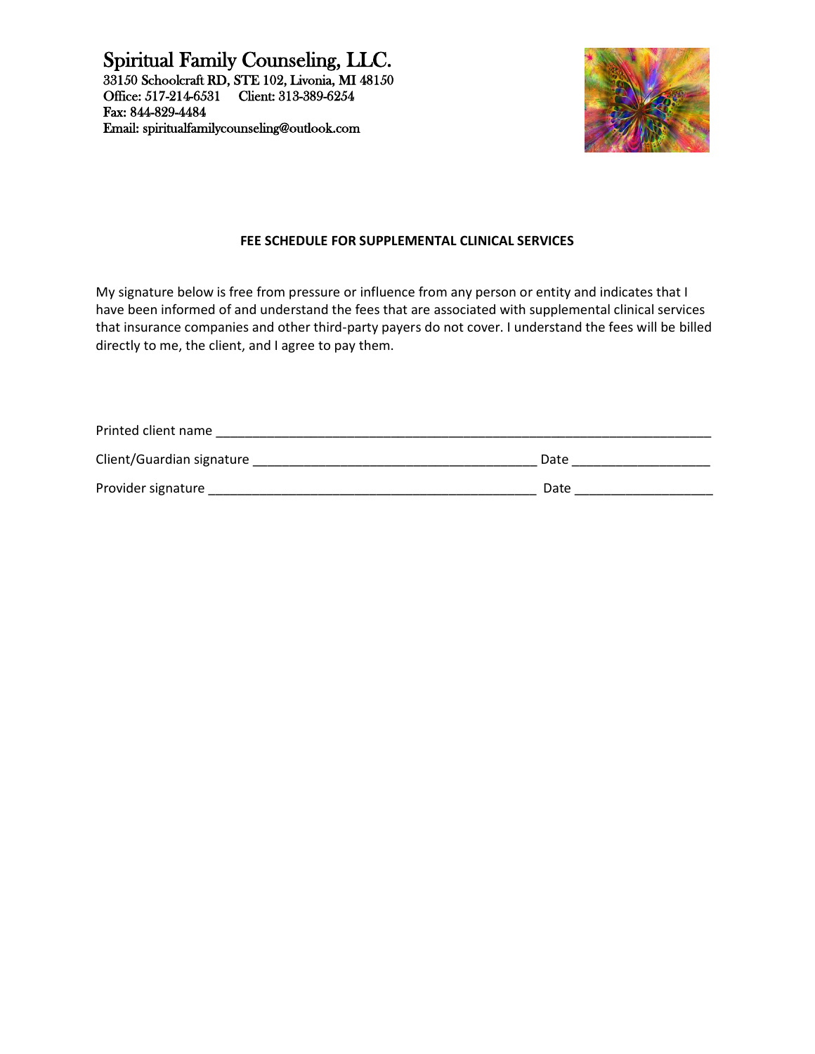# Spiritual Family Counseling, LLC.

33150 Schoolcraft RD, STE 102, Livonia, MI 48150
Office: 517-214-6531 Client: 313-389-6254
Fax: 844-829-4484
Email: spiritualfamilycounseling@outlook.com

**FEE SCHEDULE FOR SUPPLEMENTAL CLINICAL SERVICES**

My signature below is free from pressure or influence from any person or entity and indicates that I have been informed of and understand the fees that are associated with supplemental clinical services that insurance companies and other third-party payers do not cover. I understand the fees will be billed directly to me, the client, and I agree to pay them.

Printed client name ______________________________________________________________________

Client/Guardian signature _______________________________________ Date ___________________

Provider signature ______________________________________________ Date ___________________